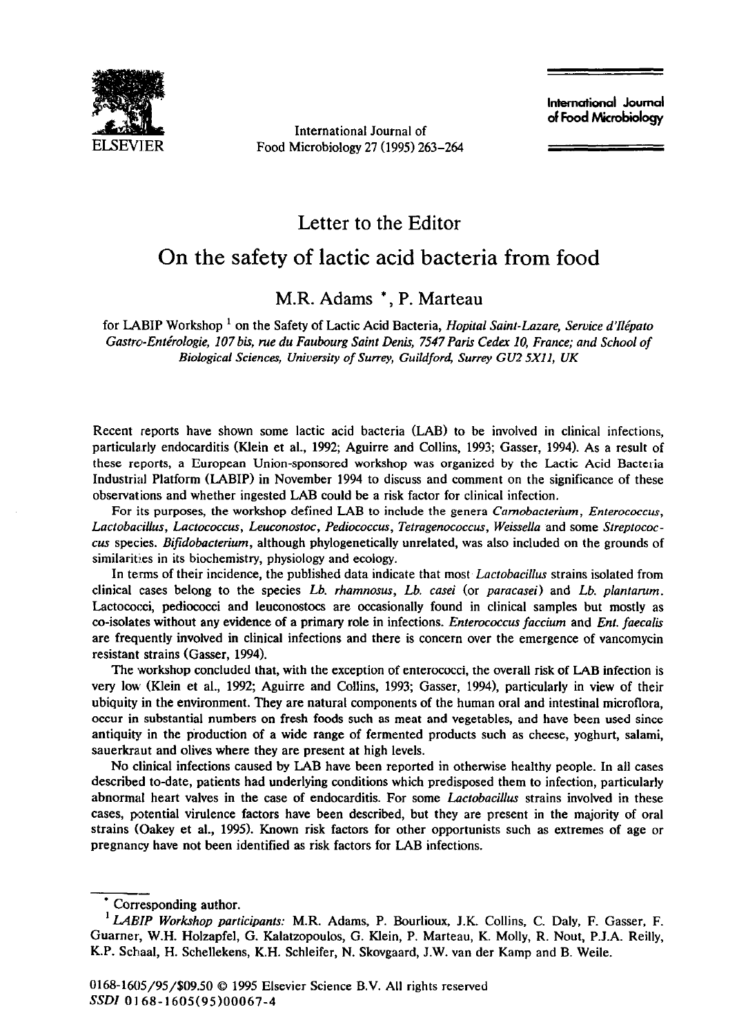Letter to the Editor

# On the safety of lactic acid bacteria from food

M.R. Adams *, P. Marteau

for LABIP Workshop [1] on the Safety of Lactic Acid Bacteria, *Hopital Saint-Lazare, Service d'Ilépato Gastro-Entérologie, 107 bis, rue du Faubourg Saint Denis, 7547 Paris Cedex 10, France; and School of Biological Sciences, University of Surrey, Guildford, Surrey GU2 5X11, UK*

Recent reports have shown some lactic acid bacteria (LAB) to be involved in clinical infections, particularly endocarditis (Klein et al., 1992; Aguirre and Collins, 1993; Gasser, 1994). As a result of these reports, a European Union-sponsored workshop was organized by the Lactic Acid Bacteria Industrial Platform (LABIP) in November 1994 to discuss and comment on the significance of these observations and whether ingested LAB could be a risk factor for clinical infection.

For its purposes, the workshop defined LAB to include the genera *Carnobacterium*, *Enterococcus*, *Lactobacillus*, *Lactococcus*, *Leuconostoc*, *Pediococcus*, *Tetragenococcus*, *Weissella* and some *Streptococcus* species. *Bifidobacterium*, although phylogenetically unrelated, was also included on the grounds of similarities in its biochemistry, physiology and ecology.

In terms of their incidence, the published data indicate that most *Lactobacillus* strains isolated from clinical cases belong to the species *Lb. rhamnosus*, *Lb. casei* (or *paracasei*) and *Lb. plantarum*. Lactococci, pediococci and leuconostocs are occasionally found in clinical samples but mostly as co-isolates without any evidence of a primary role in infections. *Enterococcus faccium* and *Ent. faecalis* are frequently involved in clinical infections and there is concern over the emergence of vancomycin resistant strains (Gasser, 1994).

The workshop concluded that, with the exception of enterococci, the overall risk of LAB infection is very low (Klein et al., 1992; Aguirre and Collins, 1993; Gasser, 1994), particularly in view of their ubiquity in the environment. They are natural components of the human oral and intestinal microflora, occur in substantial numbers on fresh foods such as meat and vegetables, and have been used since antiquity in the production of a wide range of fermented products such as cheese, yoghurt, salami, sauerkraut and olives where they are present at high levels.

No clinical infections caused by LAB have been reported in otherwise healthy people. In all cases described to-date, patients had underlying conditions which predisposed them to infection, particularly abnormal heart valves in the case of endocarditis. For some *Lactobacillus* strains involved in these cases, potential virulence factors have been described, but they are present in the majority of oral strains (Oakey et al., 1995). Known risk factors for other opportunists such as extremes of age or pregnancy have not been identified as risk factors for LAB infections.

---

* Corresponding author.

[1] *LABIP Workshop participants:* M.R. Adams, P. Bourlioux, J.K. Collins, C. Daly, F. Gasser, F. Guarner, W.H. Holzapfel, G. Kalatzopoulos, G. Klein, P. Marteau, K. Molly, R. Nout, P.J.A. Reilly, K.P. Schaal, H. Schellekens, K.H. Schleifer, N. Skovgaard, J.W. van der Kamp and B. Weile.

0168-1605/95/$09.50 © 1995 Elsevier Science B.V. All rights reserved
SSDI 0168-1605(95)00067-4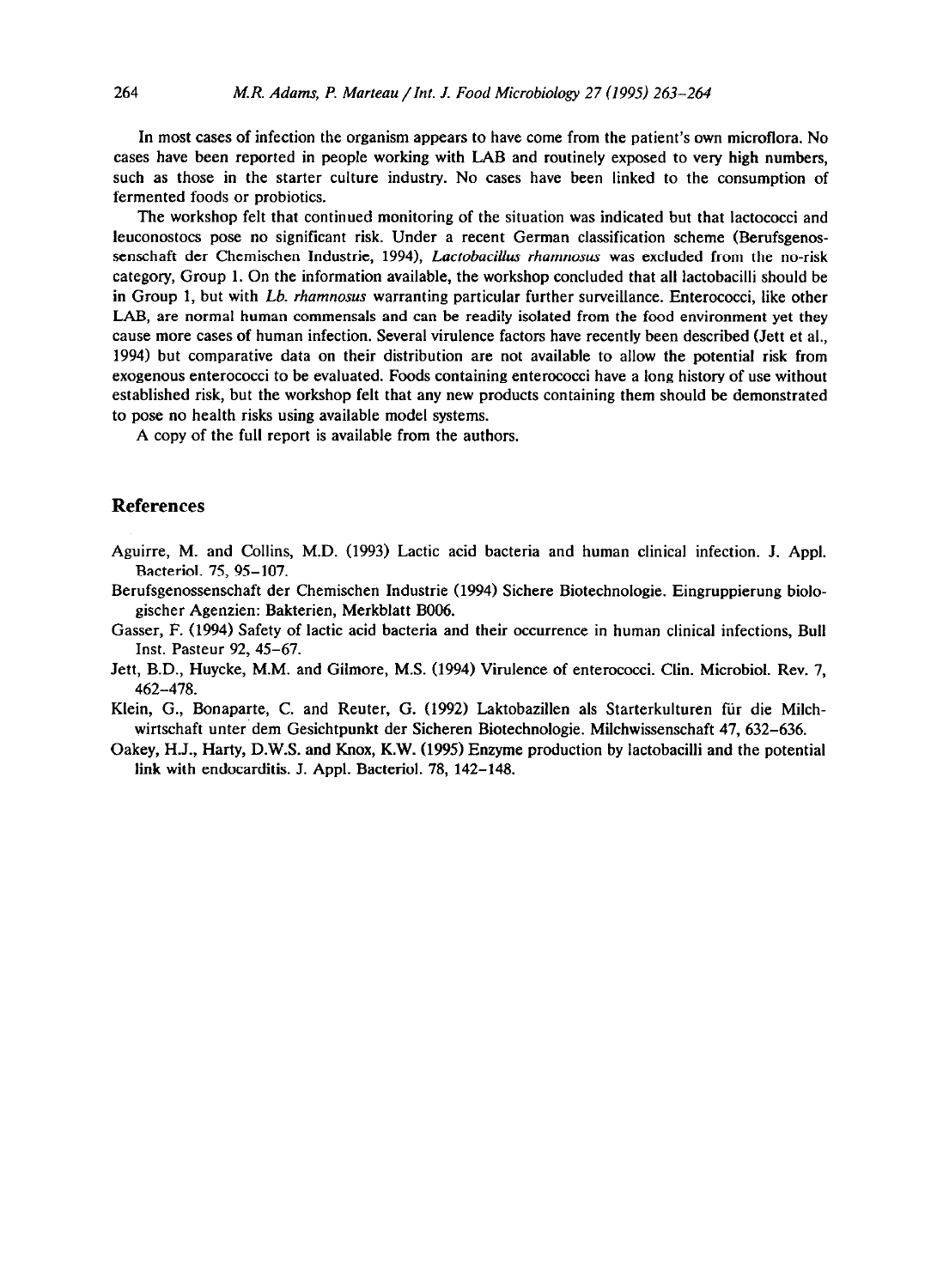In most cases of infection the organism appears to have come from the patient's own microflora. No cases have been reported in people working with LAB and routinely exposed to very high numbers, such as those in the starter culture industry. No cases have been linked to the consumption of fermented foods or probiotics.

The workshop felt that continued monitoring of the situation was indicated but that lactococci and leuconostocs pose no significant risk. Under a recent German classification scheme (Berufsgenossenschaft der Chemischen Industrie, 1994), *Lactobacillus rhamnosus* was excluded from the no-risk category, Group 1. On the information available, the workshop concluded that all lactobacilli should be in Group 1, but with *Lb. rhamnosus* warranting particular further surveillance. Enterococci, like other LAB, are normal human commensals and can be readily isolated from the food environment yet they cause more cases of human infection. Several virulence factors have recently been described (Jett et al., 1994) but comparative data on their distribution are not available to allow the potential risk from exogenous enterococci to be evaluated. Foods containing enterococci have a long history of use without established risk, but the workshop felt that any new products containing them should be demonstrated to pose no health risks using available model systems.

A copy of the full report is available from the authors.

## References

Aguirre, M. and Collins, M.D. (1993) Lactic acid bacteria and human clinical infection. J. Appl. Bacteriol. 75, 95–107.

Berufsgenossenschaft der Chemischen Industrie (1994) Sichere Biotechnologie. Eingruppierung biologischer Agenzien: Bakterien, Merkblatt B006.

Gasser, F. (1994) Safety of lactic acid bacteria and their occurrence in human clinical infections, Bull Inst. Pasteur 92, 45–67.

Jett, B.D., Huycke, M.M. and Gilmore, M.S. (1994) Virulence of enterococci. Clin. Microbiol. Rev. 7, 462–478.

Klein, G., Bonaparte, C. and Reuter, G. (1992) Laktobazillen als Starterkulturen für die Milchwirtschaft unter dem Gesichtpunkt der Sicheren Biotechnologie. Milchwissenschaft 47, 632–636.

Oakey, H.J., Harty, D.W.S. and Knox, K.W. (1995) Enzyme production by lactobacilli and the potential link with endocarditis. J. Appl. Bacteriol. 78, 142–148.